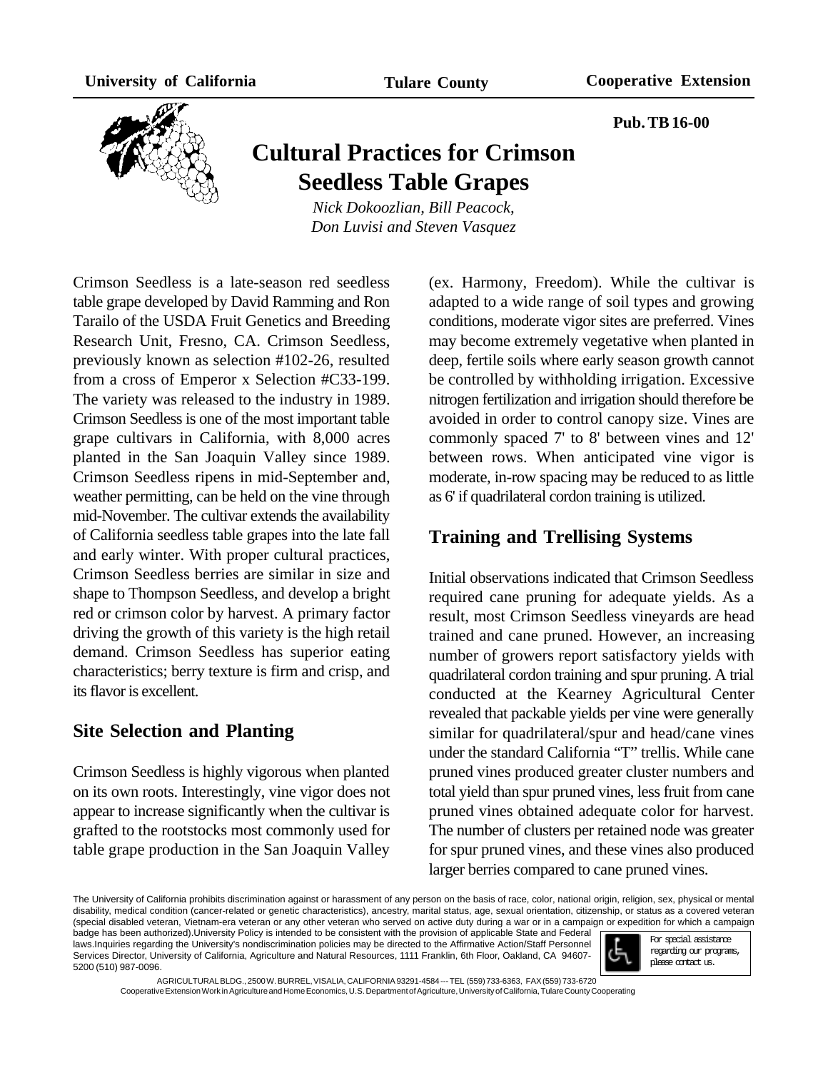University of California | Tulare County | Cooperative Extension

Pub. TB 16-00

# Cultural Practices for Crimson Seedless Table Grapes

*Nick Dokoozlian, Bill Peacock, Don Luvisi and Steven Vasquez*

Crimson Seedless is a late-season red seedless table grape developed by David Ramming and Ron Tarailo of the USDA Fruit Genetics and Breeding Research Unit, Fresno, CA. Crimson Seedless, previously known as selection #102-26, resulted from a cross of Emperor x Selection #C33-199. The variety was released to the industry in 1989. Crimson Seedless is one of the most important table grape cultivars in California, with 8,000 acres planted in the San Joaquin Valley since 1989. Crimson Seedless ripens in mid-September and, weather permitting, can be held on the vine through mid-November. The cultivar extends the availability of California seedless table grapes into the late fall and early winter. With proper cultural practices, Crimson Seedless berries are similar in size and shape to Thompson Seedless, and develop a bright red or crimson color by harvest. A primary factor driving the growth of this variety is the high retail demand. Crimson Seedless has superior eating characteristics; berry texture is firm and crisp, and its flavor is excellent.

## Site Selection and Planting

Crimson Seedless is highly vigorous when planted on its own roots. Interestingly, vine vigor does not appear to increase significantly when the cultivar is grafted to the rootstocks most commonly used for table grape production in the San Joaquin Valley (ex. Harmony, Freedom). While the cultivar is adapted to a wide range of soil types and growing conditions, moderate vigor sites are preferred. Vines may become extremely vegetative when planted in deep, fertile soils where early season growth cannot be controlled by withholding irrigation. Excessive nitrogen fertilization and irrigation should therefore be avoided in order to control canopy size. Vines are commonly spaced 7' to 8' between vines and 12' between rows. When anticipated vine vigor is moderate, in-row spacing may be reduced to as little as 6' if quadrilateral cordon training is utilized.

## Training and Trellising Systems

Initial observations indicated that Crimson Seedless required cane pruning for adequate yields. As a result, most Crimson Seedless vineyards are head trained and cane pruned. However, an increasing number of growers report satisfactory yields with quadrilateral cordon training and spur pruning. A trial conducted at the Kearney Agricultural Center revealed that packable yields per vine were generally similar for quadrilateral/spur and head/cane vines under the standard California "T" trellis. While cane pruned vines produced greater cluster numbers and total yield than spur pruned vines, less fruit from cane pruned vines obtained adequate color for harvest. The number of clusters per retained node was greater for spur pruned vines, and these vines also produced larger berries compared to cane pruned vines.

The University of California prohibits discrimination against or harassment of any person on the basis of race, color, national origin, religion, sex, physical or mental disability, medical condition (cancer-related or genetic characteristics), ancestry, marital status, age, sexual orientation, citizenship, or status as a covered veteran (special disabled veteran, Vietnam-era veteran or any other veteran who served on active duty during a war or in a campaign or expedition for which a campaign badge has been authorized).University Policy is intended to be consistent with the provision of applicable State and Federal laws.Inquiries regarding the University's nondiscrimination policies may be directed to the Affirmative Action/Staff Personnel Services Director, University of California, Agriculture and Natural Resources, 1111 Franklin, 6th Floor, Oakland, CA 94607-5200 (510) 987-0096.

For special assistance regarding our programs, please contact us.

AGRICULTURAL BLDG., 2500 W. BURREL, VISALIA, CALIFORNIA 93291-4584 --- TEL (559) 733-6363, FAX (559) 733-6720
Cooperative Extension Work in Agriculture and Home Economics, U.S. Department of Agriculture, University of California, Tulare County Cooperating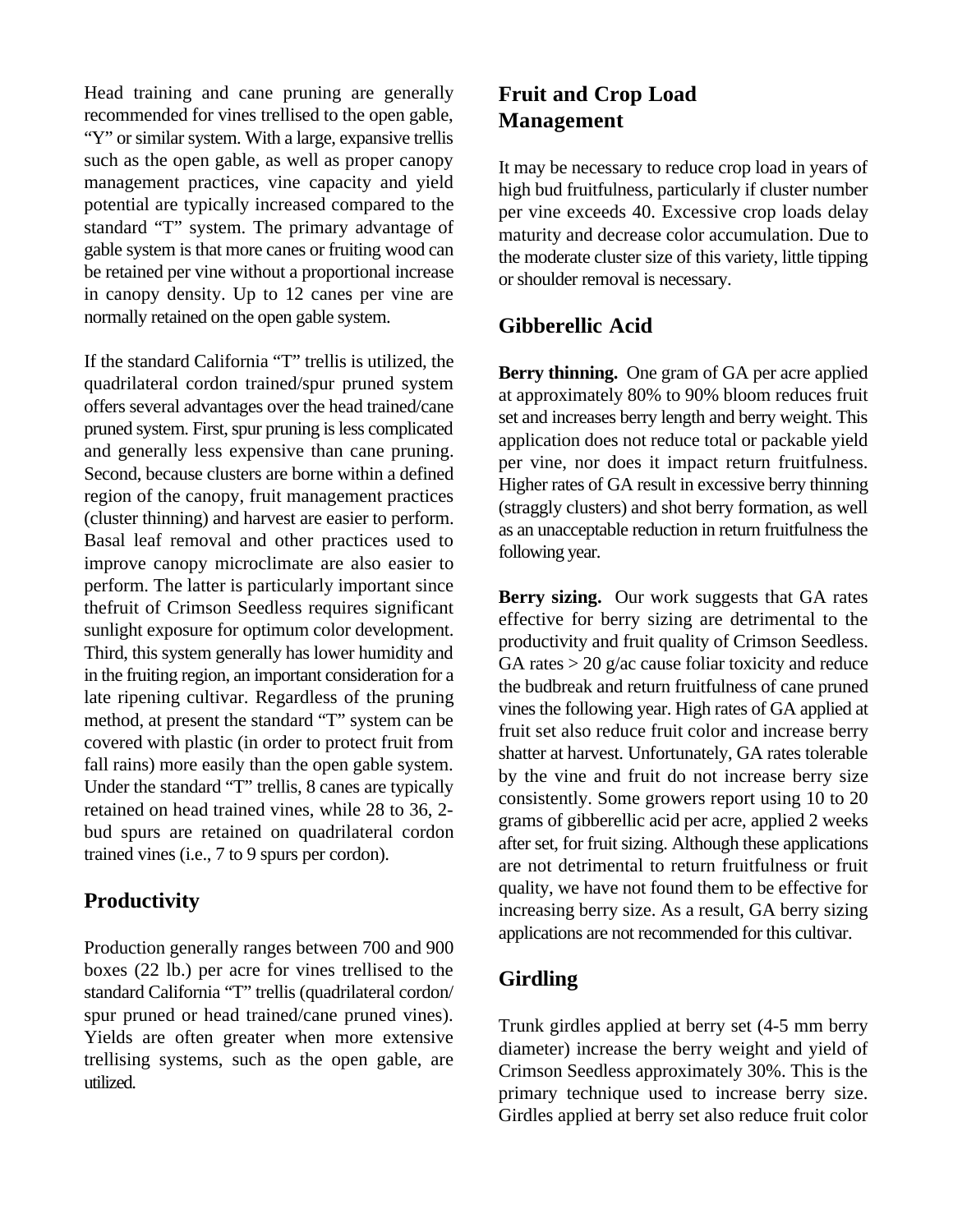Head training and cane pruning are generally recommended for vines trellised to the open gable, "Y" or similar system. With a large, expansive trellis such as the open gable, as well as proper canopy management practices, vine capacity and yield potential are typically increased compared to the standard "T" system. The primary advantage of gable system is that more canes or fruiting wood can be retained per vine without a proportional increase in canopy density. Up to 12 canes per vine are normally retained on the open gable system.

If the standard California "T" trellis is utilized, the quadrilateral cordon trained/spur pruned system offers several advantages over the head trained/cane pruned system. First, spur pruning is less complicated and generally less expensive than cane pruning. Second, because clusters are borne within a defined region of the canopy, fruit management practices (cluster thinning) and harvest are easier to perform. Basal leaf removal and other practices used to improve canopy microclimate are also easier to perform. The latter is particularly important since thefruit of Crimson Seedless requires significant sunlight exposure for optimum color development. Third, this system generally has lower humidity and in the fruiting region, an important consideration for a late ripening cultivar. Regardless of the pruning method, at present the standard "T" system can be covered with plastic (in order to protect fruit from fall rains) more easily than the open gable system. Under the standard "T" trellis, 8 canes are typically retained on head trained vines, while 28 to 36, 2-bud spurs are retained on quadrilateral cordon trained vines (i.e., 7 to 9 spurs per cordon).

## Productivity

Production generally ranges between 700 and 900 boxes (22 lb.) per acre for vines trellised to the standard California "T" trellis (quadrilateral cordon/spur pruned or head trained/cane pruned vines). Yields are often greater when more extensive trellising systems, such as the open gable, are utilized.

## Fruit and Crop Load Management

It may be necessary to reduce crop load in years of high bud fruitfulness, particularly if cluster number per vine exceeds 40. Excessive crop loads delay maturity and decrease color accumulation. Due to the moderate cluster size of this variety, little tipping or shoulder removal is necessary.

## Gibberellic Acid

**Berry thinning.** One gram of GA per acre applied at approximately 80% to 90% bloom reduces fruit set and increases berry length and berry weight. This application does not reduce total or packable yield per vine, nor does it impact return fruitfulness. Higher rates of GA result in excessive berry thinning (straggly clusters) and shot berry formation, as well as an unacceptable reduction in return fruitfulness the following year.

**Berry sizing.** Our work suggests that GA rates effective for berry sizing are detrimental to the productivity and fruit quality of Crimson Seedless. GA rates > 20 g/ac cause foliar toxicity and reduce the budbreak and return fruitfulness of cane pruned vines the following year. High rates of GA applied at fruit set also reduce fruit color and increase berry shatter at harvest. Unfortunately, GA rates tolerable by the vine and fruit do not increase berry size consistently. Some growers report using 10 to 20 grams of gibberellic acid per acre, applied 2 weeks after set, for fruit sizing. Although these applications are not detrimental to return fruitfulness or fruit quality, we have not found them to be effective for increasing berry size. As a result, GA berry sizing applications are not recommended for this cultivar.

## Girdling

Trunk girdles applied at berry set (4-5 mm berry diameter) increase the berry weight and yield of Crimson Seedless approximately 30%. This is the primary technique used to increase berry size. Girdles applied at berry set also reduce fruit color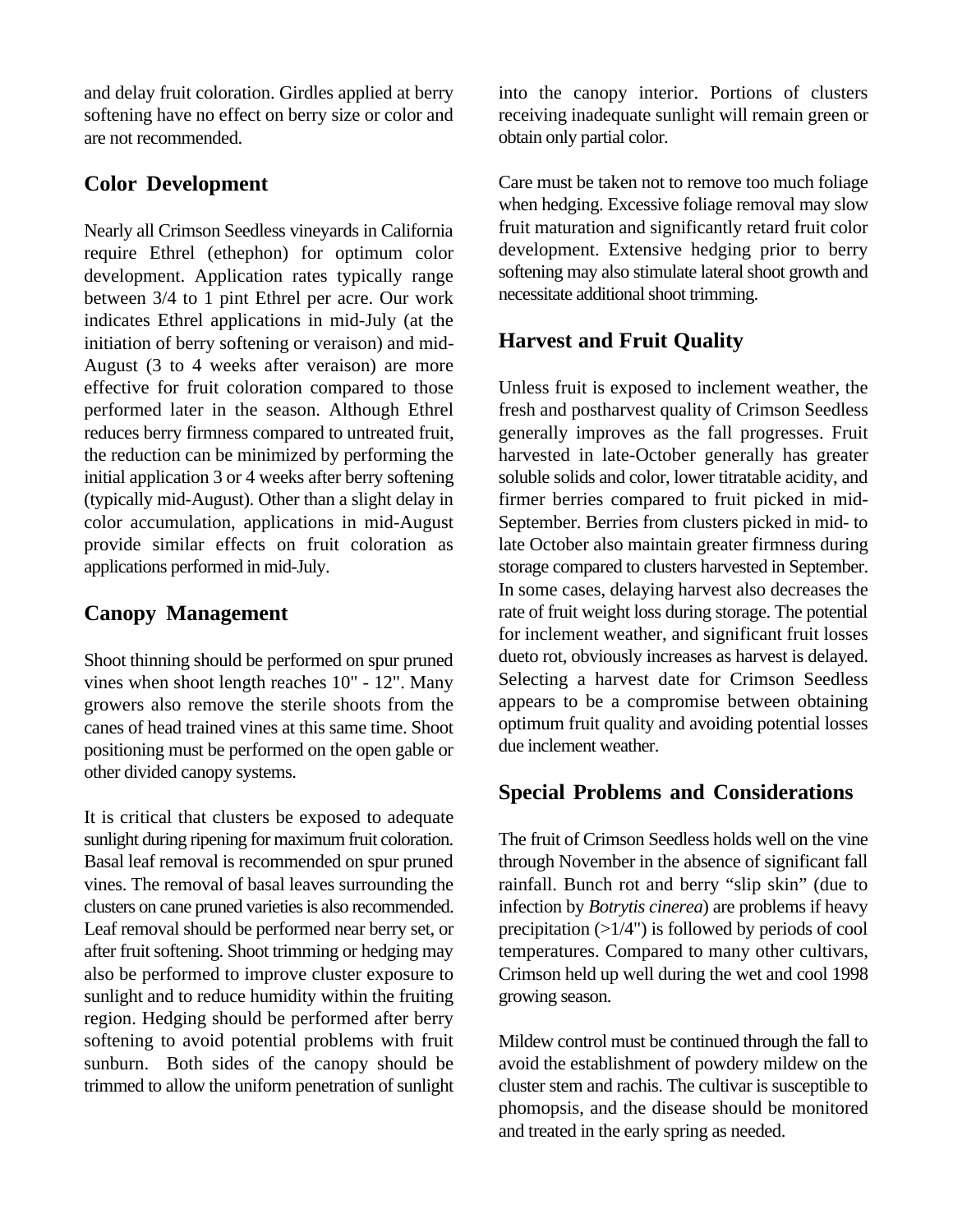and delay fruit coloration. Girdles applied at berry softening have no effect on berry size or color and are not recommended.

## Color Development

Nearly all Crimson Seedless vineyards in California require Ethrel (ethephon) for optimum color development. Application rates typically range between 3/4 to 1 pint Ethrel per acre. Our work indicates Ethrel applications in mid-July (at the initiation of berry softening or veraison) and mid-August (3 to 4 weeks after veraison) are more effective for fruit coloration compared to those performed later in the season. Although Ethrel reduces berry firmness compared to untreated fruit, the reduction can be minimized by performing the initial application 3 or 4 weeks after berry softening (typically mid-August). Other than a slight delay in color accumulation, applications in mid-August provide similar effects on fruit coloration as applications performed in mid-July.

## Canopy Management

Shoot thinning should be performed on spur pruned vines when shoot length reaches 10" - 12". Many growers also remove the sterile shoots from the canes of head trained vines at this same time. Shoot positioning must be performed on the open gable or other divided canopy systems.

It is critical that clusters be exposed to adequate sunlight during ripening for maximum fruit coloration. Basal leaf removal is recommended on spur pruned vines. The removal of basal leaves surrounding the clusters on cane pruned varieties is also recommended. Leaf removal should be performed near berry set, or after fruit softening. Shoot trimming or hedging may also be performed to improve cluster exposure to sunlight and to reduce humidity within the fruiting region. Hedging should be performed after berry softening to avoid potential problems with fruit sunburn. Both sides of the canopy should be trimmed to allow the uniform penetration of sunlight into the canopy interior. Portions of clusters receiving inadequate sunlight will remain green or obtain only partial color.

Care must be taken not to remove too much foliage when hedging. Excessive foliage removal may slow fruit maturation and significantly retard fruit color development. Extensive hedging prior to berry softening may also stimulate lateral shoot growth and necessitate additional shoot trimming.

## Harvest and Fruit Quality

Unless fruit is exposed to inclement weather, the fresh and postharvest quality of Crimson Seedless generally improves as the fall progresses. Fruit harvested in late-October generally has greater soluble solids and color, lower titratable acidity, and firmer berries compared to fruit picked in mid-September. Berries from clusters picked in mid- to late October also maintain greater firmness during storage compared to clusters harvested in September. In some cases, delaying harvest also decreases the rate of fruit weight loss during storage. The potential for inclement weather, and significant fruit losses dueto rot, obviously increases as harvest is delayed. Selecting a harvest date for Crimson Seedless appears to be a compromise between obtaining optimum fruit quality and avoiding potential losses due inclement weather.

## Special Problems and Considerations

The fruit of Crimson Seedless holds well on the vine through November in the absence of significant fall rainfall. Bunch rot and berry "slip skin" (due to infection by *Botrytis cinerea*) are problems if heavy precipitation (>1/4") is followed by periods of cool temperatures. Compared to many other cultivars, Crimson held up well during the wet and cool 1998 growing season.

Mildew control must be continued through the fall to avoid the establishment of powdery mildew on the cluster stem and rachis. The cultivar is susceptible to phomopsis, and the disease should be monitored and treated in the early spring as needed.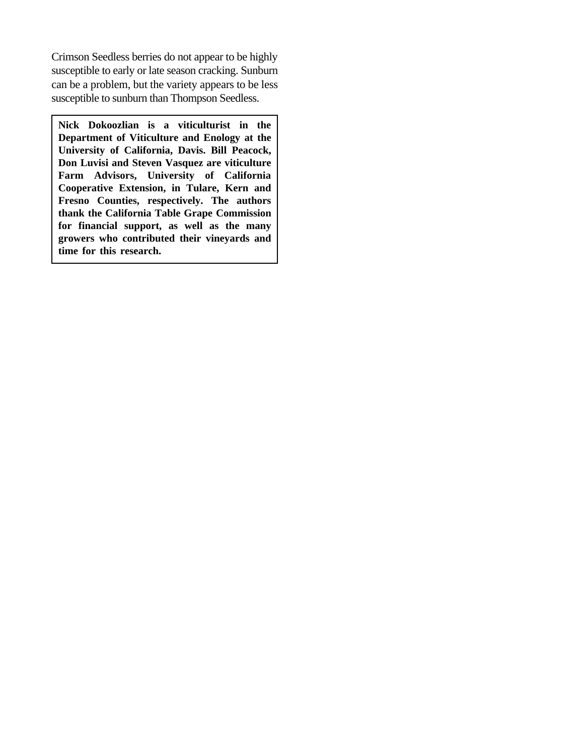Crimson Seedless berries do not appear to be highly susceptible to early or late season cracking. Sunburn can be a problem, but the variety appears to be less susceptible to sunburn than Thompson Seedless.

**Nick Dokoozlian is a viticulturist in the Department of Viticulture and Enology at the University of California, Davis. Bill Peacock, Don Luvisi and Steven Vasquez are viticulture Farm Advisors, University of California Cooperative Extension, in Tulare, Kern and Fresno Counties, respectively. The authors thank the California Table Grape Commission for financial support, as well as the many growers who contributed their vineyards and time for this research.**